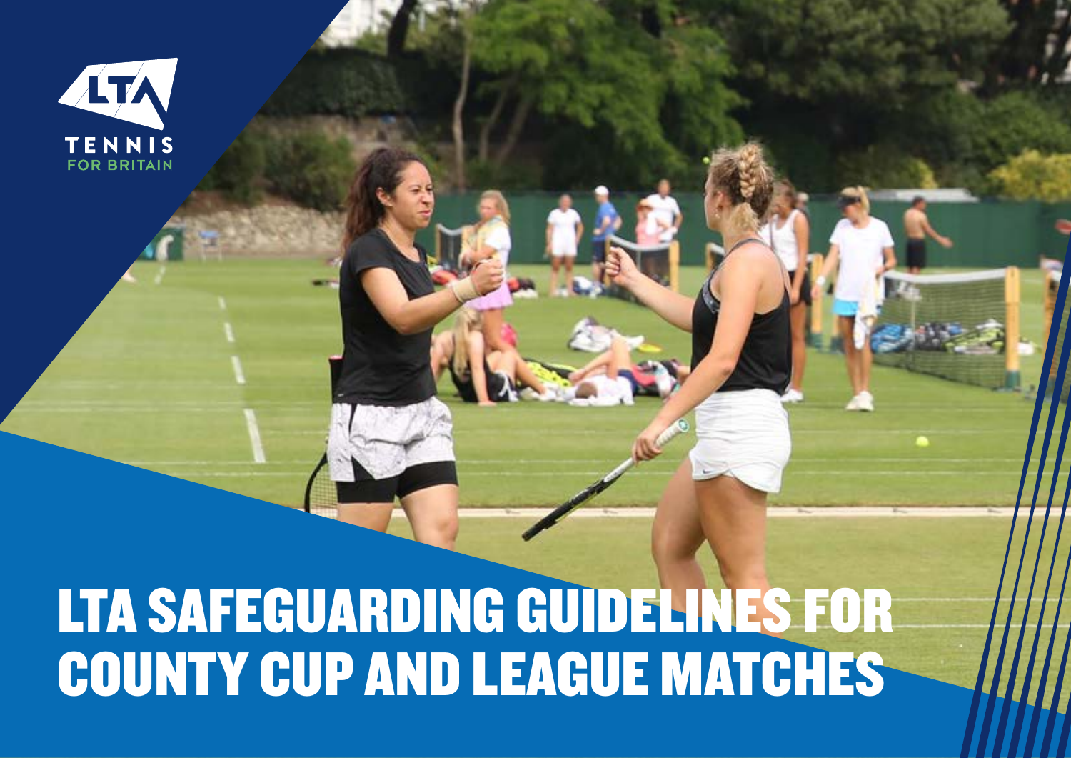LTA

TENNIS
FOR BRITAIN

# LTA SAFEGUARDING GUIDELINES FOR COUNTY CUP AND LEAGUE MATCHES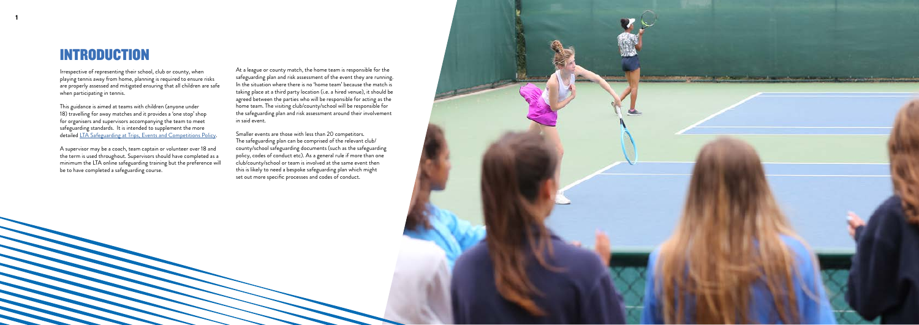# INTRODUCTION

Irrespective of representing their school, club or county, when playing tennis away from home, planning is required to ensure risks are properly assessed and mitigated ensuring that all children are safe when participating in tennis.

This guidance is aimed at teams with children (anyone under 18) travelling for away matches and it provides a 'one stop' shop for organisers and supervisors accompanying the team to meet safeguarding standards. It is intended to supplement the more detailed [LTA Safeguarding at Trips, Events and Competitions Policy](LTA Safeguarding at Trips, Events and Competitions Policy).

A supervisor may be a coach, team captain or volunteer over 18 and the term is used throughout. Supervisors should have completed as a minimum the LTA online safeguarding training but the preference will be to have completed a safeguarding course.

At a league or county match, the home team is responsible for the safeguarding plan and risk assessment of the event they are running. In the situation where there is no 'home team' because the match is taking place at a third party location (i.e. a hired venue), it should be agreed between the parties who will be responsible for acting as the home team. The visiting club/county/school will be responsible for the safeguarding plan and risk assessment around their involvement in said event.

Smaller events are those with less than 20 competitors. The safeguarding plan can be comprised of the relevant club/county/school safeguarding documents (such as the safeguarding policy, codes of conduct etc). As a general rule if more than one club/county/school or team is involved at the same event then this is likely to need a bespoke safeguarding plan which might set out more specific processes and codes of conduct.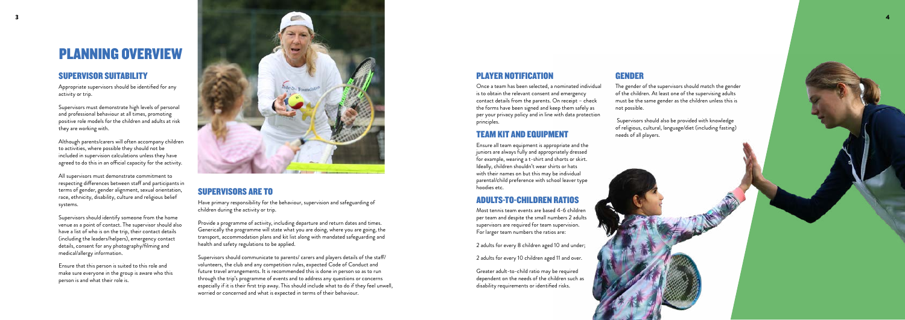# PLANNING OVERVIEW

## SUPERVISOR SUITABILITY

Appropriate supervisors should be identified for any activity or trip.

Supervisors must demonstrate high levels of personal and professional behaviour at all times, promoting positive role models for the children and adults at risk they are working with.

Although parents/carers will often accompany children to activities, where possible they should not be included in supervision calculations unless they have agreed to do this in an official capacity for the activity.

All supervisors must demonstrate commitment to respecting differences between staff and participants in terms of gender, gender alignment, sexual orientation, race, ethnicity, disability, culture and religious belief systems.

Supervisors should identify someone from the home venue as a point of contact. The supervisor should also have a list of who is on the trip, their contact details (including the leaders/helpers), emergency contact details, consent for any photography/filming and medical/allergy information.

Ensure that this person is suited to this role and make sure everyone in the group is aware who this person is and what their role is.

## SUPERVISORS ARE TO

Have primary responsibility for the behaviour, supervision and safeguarding of children during the activity or trip.

Provide a programme of activity, including departure and return dates and times. Generically the programme will state what you are doing, where you are going, the transport, accommodation plans and kit list along with mandated safeguarding and health and safety regulations to be applied.

Supervisors should communicate to parents/ carers and players details of the staff/ volunteers, the club and any competition rules, expected Code of Conduct and future travel arrangements. It is recommended this is done in person so as to run through the trip's programme of events and to address any questions or concerns especially if it is their first trip away. This should include what to do if they feel unwell, worried or concerned and what is expected in terms of their behaviour.

## PLAYER NOTIFICATION

Once a team has been selected, a nominated individual is to obtain the relevant consent and emergency contact details from the parents. On receipt – check the forms have been signed and keep them safely as per your privacy policy and in line with data protection principles.

## TEAM KIT AND EQUIPMENT

Ensure all team equipment is appropriate and the juniors are always fully and appropriately dressed for example, wearing a t-shirt and shorts or skirt. Ideally, children shouldn't wear shirts or hats with their names on but this may be individual parental/child preference with school leaver type hoodies etc.

## ADULTS-TO-CHILDREN RATIOS

Most tennis team events are based 4-6 children per team and despite the small numbers 2 adults supervisors are required for team supervision. For larger team numbers the ratios are:

2 adults for every 8 children aged 10 and under;

2 adults for every 10 children aged 11 and over.

Greater adult-to-child ratio may be required dependent on the needs of the children such as disability requirements or identified risks.

## GENDER

The gender of the supervisors should match the gender of the children. At least one of the supervising adults must be the same gender as the children unless this is not possible.

Supervisors should also be provided with knowledge of religious, cultural, language/diet (including fasting) needs of all players.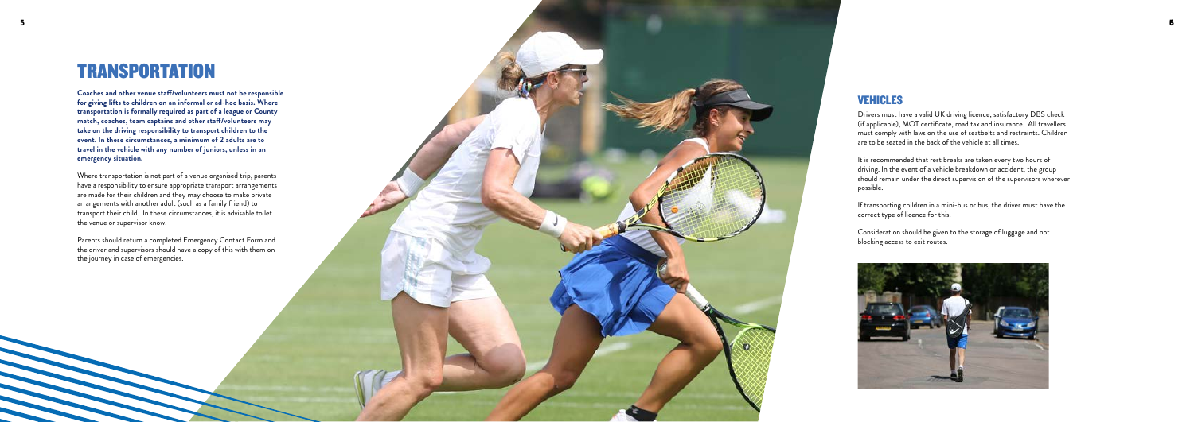# TRANSPORTATION

**Coaches and other venue staff/volunteers must not be responsible for giving lifts to children on an informal or ad-hoc basis. Where transportation is formally required as part of a league or County match, coaches, team captains and other staff/volunteers may take on the driving responsibility to transport children to the event. In these circumstances, a minimum of 2 adults are to travel in the vehicle with any number of juniors, unless in an emergency situation.**

Where transportation is not part of a venue organised trip, parents have a responsibility to ensure appropriate transport arrangements are made for their children and they may choose to make private arrangements with another adult (such as a family friend) to transport their child. In these circumstances, it is advisable to let the venue or supervisor know.

Parents should return a completed Emergency Contact Form and the driver and supervisors should have a copy of this with them on the journey in case of emergencies.

## VEHICLES

Drivers must have a valid UK driving licence, satisfactory DBS check (if applicable), MOT certificate, road tax and insurance. All travellers must comply with laws on the use of seatbelts and restraints. Children are to be seated in the back of the vehicle at all times.

It is recommended that rest breaks are taken every two hours of driving. In the event of a vehicle breakdown or accident, the group should remain under the direct supervision of the supervisors wherever possible.

If transporting children in a mini-bus or bus, the driver must have the correct type of licence for this.

Consideration should be given to the storage of luggage and not blocking access to exit routes.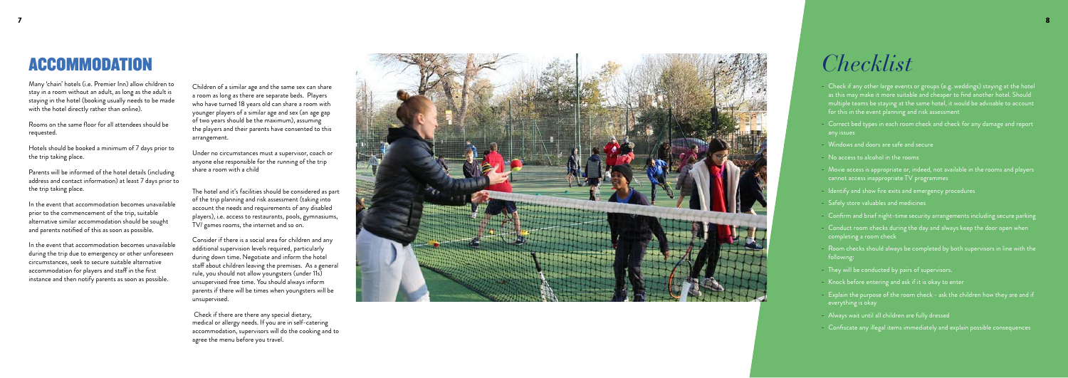# ACCOMMODATION

Many 'chain' hotels (i.e. Premier Inn) allow children to stay in a room without an adult, as long as the adult is staying in the hotel (booking usually needs to be made with the hotel directly rather than online).

Rooms on the same floor for all attendees should be requested.

Hotels should be booked a minimum of 7 days prior to the trip taking place.

Parents will be informed of the hotel details (including address and contact information) at least 7 days prior to the trip taking place.

In the event that accommodation becomes unavailable prior to the commencement of the trip, suitable alternative similar accommodation should be sought and parents notified of this as soon as possible.

In the event that accommodation becomes unavailable during the trip due to emergency or other unforeseen circumstances, seek to secure suitable alternative accommodation for players and staff in the first instance and then notify parents as soon as possible.

Children of a similar age and the same sex can share a room as long as there are separate beds. Players who have turned 18 years old can share a room with younger players of a similar age and sex (an age gap of two years should be the maximum), assuming the players and their parents have consented to this arrangement.

Under no circumstances must a supervisor, coach or anyone else responsible for the running of the trip share a room with a child

The hotel and it's facilities should be considered as part of the trip planning and risk assessment (taking into account the needs and requirements of any disabled players), i.e. access to restaurants, pools, gymnasiums, TV/ games rooms, the internet and so on.

Consider if there is a social area for children and any additional supervision levels required, particularly during down time. Negotiate and inform the hotel staff about children leaving the premises. As a general rule, you should not allow youngsters (under 11s) unsupervised free time. You should always inform parents if there will be times when youngsters will be unsupervised.

Check if there are there any special dietary, medical or allergy needs. If you are in self-catering accommodation, supervisors will do the cooking and to agree the menu before you travel.

# *Checklist*

- Check if any other large events or groups (e.g. weddings) staying at the hotel as this may make it more suitable and cheaper to find another hotel. Should multiple teams be staying at the same hotel, it would be advisable to account for this in the event planning and risk assessment
- Correct bed types in each room check and check for any damage and report any issues
- Windows and doors are safe and secure
- No access to alcohol in the rooms
- Movie access is appropriate or, indeed, not available in the rooms and players cannot access inappropriate TV programmes
- Identify and show fire exits and emergency procedures
- Safely store valuables and medicines
- Confirm and brief night-time security arrangements including secure parking
- Conduct room checks during the day and always keep the door open when completing a room check
- Room checks should always be completed by both supervisors in line with the following:
- They will be conducted by pairs of supervisors.
- Knock before entering and ask if it is okay to enter
- Explain the purpose of the room check - ask the children how they are and if everything is okay
- Always wait until all children are fully dressed
- Confiscate any illegal items immediately and explain possible consequences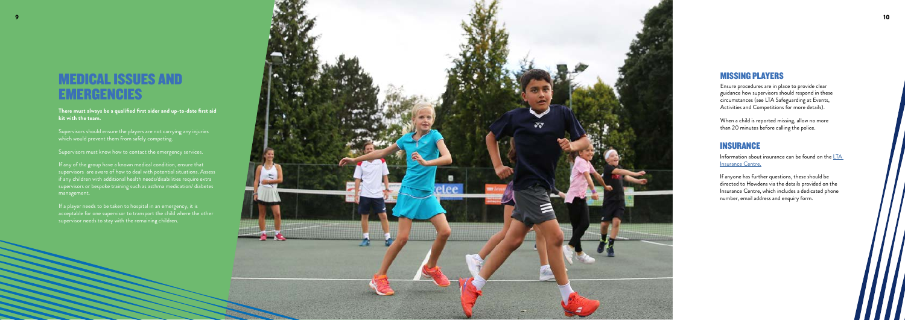# MEDICAL ISSUES AND EMERGENCIES

**There must always be a qualified first aider and up-to-date first aid kit with the team.**

Supervisors should ensure the players are not carrying any injuries which would prevent them from safely competing.

Supervisors must know how to contact the emergency services.

If any of the group have a known medical condition, ensure that supervisors are aware of how to deal with potential situations. Assess if any children with additional health needs/disabilities require extra supervisors or bespoke training such as asthma medication/ diabetes management.

If a player needs to be taken to hospital in an emergency, it is acceptable for one supervisor to transport the child where the other supervisor needs to stay with the remaining children.

## MISSING PLAYERS

Ensure procedures are in place to provide clear guidance how supervisors should respond in these circumstances (see LTA Safeguarding at Events, Activities and Competitions for more details).

When a child is reported missing, allow no more than 20 minutes before calling the police.

## INSURANCE

Information about insurance can be found on the LTA Insurance Centre.

If anyone has further questions, these should be directed to Howdens via the details provided on the Insurance Centre, which includes a dedicated phone number, email address and enquiry form.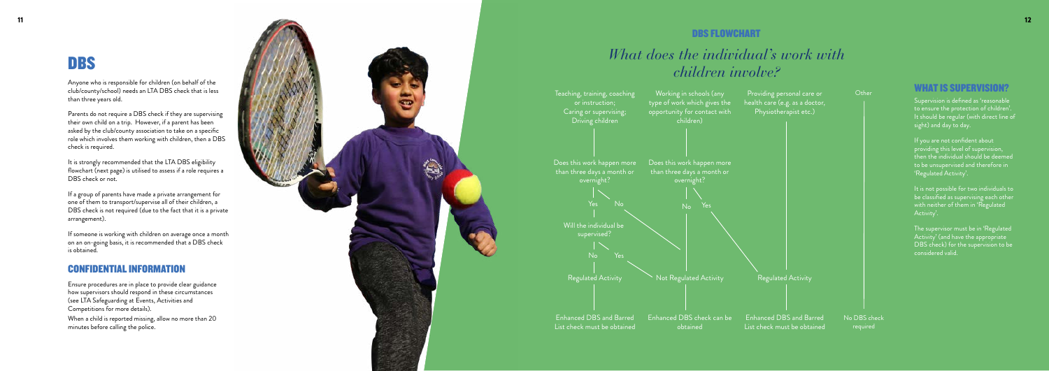# DBS

Anyone who is responsible for children (on behalf of the club/county/school) needs an LTA DBS check that is less than three years old.

Parents do not require a DBS check if they are supervising their own child on a trip. However, if a parent has been asked by the club/county association to take on a specific role which involves them working with children, then a DBS check is required.

It is strongly recommended that the LTA DBS eligibility flowchart (next page) is utilised to assess if a role requires a DBS check or not.

If a group of parents have made a private arrangement for one of them to transport/supervise all of their children, a DBS check is not required (due to the fact that it is a private arrangement).

If someone is working with children on average once a month on an on-going basis, it is recommended that a DBS check is obtained.

## CONFIDENTIAL INFORMATION

Ensure procedures are in place to provide clear guidance how supervisors should respond in these circumstances (see LTA Safeguarding at Events, Activities and Competitions for more details).

When a child is reported missing, allow no more than 20 minutes before calling the police.

## DBS FLOWCHART

### *What does the individual's work with children involve?*

Teaching, training, coaching or instruction; Caring or supervising; Driving children

Working in schools (any type of work which gives the opportunity for contact with children)

Providing personal care or health care (e.g. as a doctor, Physiotherapist etc.)

Other

Does this work happen more than three days a month or overnight?

Does this work happen more than three days a month or overnight?

Yes

No

No

Yes

Will the individual be supervised?

No

Yes

Regulated Activity

Not Regulated Activity

Regulated Activity

Enhanced DBS and Barred List check must be obtained

Enhanced DBS check can be obtained

Enhanced DBS and Barred List check must be obtained

No DBS check required

## WHAT IS SUPERVISION?

Supervision is defined as 'reasonable to ensure the protection of children'. It should be regular (with direct line of sight) and day to day.

If you are not confident about providing this level of supervision, then the individual should be deemed to be unsupervised and therefore in 'Regulated Activity'.

It is not possible for two individuals to be classified as supervising each other with neither of them in 'Regulated Activity'.

The supervisor must be in 'Regulated Activity' (and have the appropriate DBS check) for the supervision to be considered valid.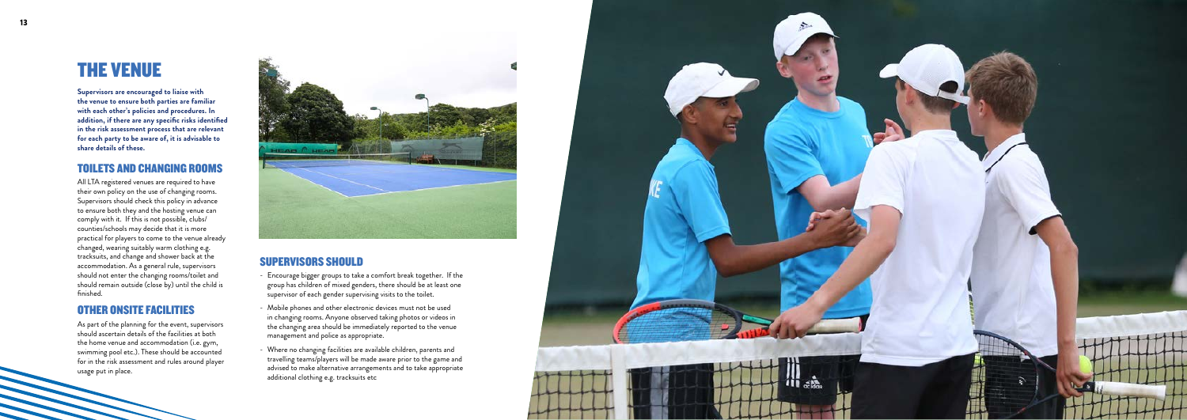# THE VENUE

**Supervisors are encouraged to liaise with the venue to ensure both parties are familiar with each other's policies and procedures. In addition, if there are any specific risks identified in the risk assessment process that are relevant for each party to be aware of, it is advisable to share details of these.**

## TOILETS AND CHANGING ROOMS

All LTA registered venues are required to have their own policy on the use of changing rooms. Supervisors should check this policy in advance to ensure both they and the hosting venue can comply with it. If this is not possible, clubs/counties/schools may decide that it is more practical for players to come to the venue already changed, wearing suitably warm clothing e.g. tracksuits, and change and shower back at the accommodation. As a general rule, supervisors should not enter the changing rooms/toilet and should remain outside (close by) until the child is finished.

## OTHER ONSITE FACILITIES

As part of the planning for the event, supervisors should ascertain details of the facilities at both the home venue and accommodation (i.e. gym, swimming pool etc.). These should be accounted for in the risk assessment and rules around player usage put in place.

## SUPERVISORS SHOULD

- Encourage bigger groups to take a comfort break together. If the group has children of mixed genders, there should be at least one supervisor of each gender supervising visits to the toilet.
- Mobile phones and other electronic devices must not be used in changing rooms. Anyone observed taking photos or videos in the changing area should be immediately reported to the venue management and police as appropriate.
- Where no changing facilities are available children, parents and travelling teams/players will be made aware prior to the game and advised to make alternative arrangements and to take appropriate additional clothing e.g. tracksuits etc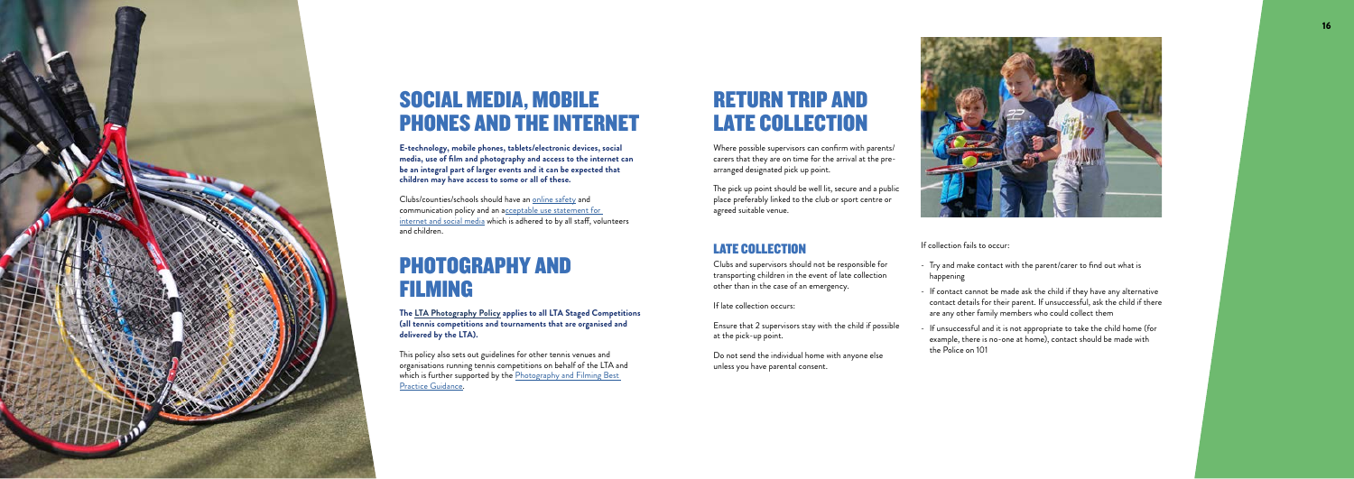## SOCIAL MEDIA, MOBILE PHONES AND THE INTERNET

**E-technology, mobile phones, tablets/electronic devices, social media, use of film and photography and access to the internet can be an integral part of larger events and it can be expected that children may have access to some or all of these.**

Clubs/counties/schools should have an online safety and communication policy and an acceptable use statement for internet and social media which is adhered to by all staff, volunteers and children.

## PHOTOGRAPHY AND FILMING

**The LTA Photography Policy applies to all LTA Staged Competitions (all tennis competitions and tournaments that are organised and delivered by the LTA).**

This policy also sets out guidelines for other tennis venues and organisations running tennis competitions on behalf of the LTA and which is further supported by the Photography and Filming Best Practice Guidance.

## RETURN TRIP AND LATE COLLECTION

Where possible supervisors can confirm with parents/carers that they are on time for the arrival at the pre-arranged designated pick up point.

The pick up point should be well lit, secure and a public place preferably linked to the club or sport centre or agreed suitable venue.

### LATE COLLECTION

Clubs and supervisors should not be responsible for transporting children in the event of late collection other than in the case of an emergency.

If late collection occurs:

Ensure that 2 supervisors stay with the child if possible at the pick-up point.

Do not send the individual home with anyone else unless you have parental consent.

If collection fails to occur:

- Try and make contact with the parent/carer to find out what is happening
- If contact cannot be made ask the child if they have any alternative contact details for their parent. If unsuccessful, ask the child if there are any other family members who could collect them
- If unsuccessful and it is not appropriate to take the child home (for example, there is no-one at home), contact should be made with the Police on 101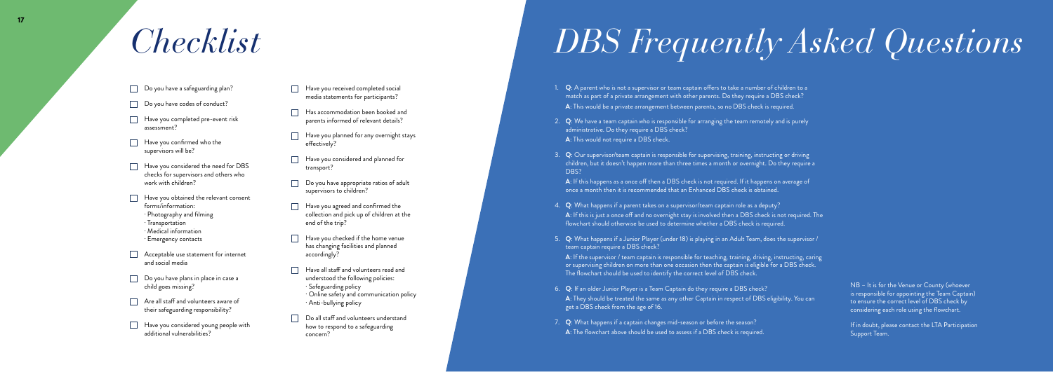# Checklist

- [ ] Do you have a safeguarding plan?
- [ ] Do you have codes of conduct?
- [ ] Have you completed pre-event risk assessment?
- [ ] Have you confirmed who the supervisors will be?
- [ ] Have you considered the need for DBS checks for supervisors and others who work with children?
- [ ] Have you obtained the relevant consent forms/information:
  - · Photography and filming
  - · Transportation
  - · Medical information
  - · Emergency contacts
- [ ] Acceptable use statement for internet and social media
- [ ] Do you have plans in place in case a child goes missing?
- [ ] Are all staff and volunteers aware of their safeguarding responsibility?
- [ ] Have you considered young people with additional vulnerabilities?
- [ ] Have you received completed social media statements for participants?
- [ ] Has accommodation been booked and parents informed of relevant details?
- [ ] Have you planned for any overnight stays effectively?
- [ ] Have you considered and planned for transport?
- [ ] Do you have appropriate ratios of adult supervisors to children?
- [ ] Have you agreed and confirmed the collection and pick up of children at the end of the trip?
- [ ] Have you checked if the home venue has changing facilities and planned accordingly?
- [ ] Have all staff and volunteers read and understood the following policies:
  - · Safeguarding policy
  - · Online safety and communication policy
  - · Anti-bullying policy
- [ ] Do all staff and volunteers understand how to respond to a safeguarding concern?

# DBS Frequently Asked Questions

1. **Q**: A parent who is not a supervisor or team captain offers to take a number of children to a match as part of a private arrangement with other parents. Do they require a DBS check?
   **A**: This would be a private arrangement between parents, so no DBS check is required.

2. **Q**: We have a team captain who is responsible for arranging the team remotely and is purely administrative. Do they require a DBS check?
   **A**: This would not require a DBS check.

3. **Q**: Our supervisor/team captain is responsible for supervising, training, instructing or driving children, but it doesn't happen more than three times a month or overnight. Do they require a DBS?
   **A**: If this happens as a once off then a DBS check is not required. If it happens on average of once a month then it is recommended that an Enhanced DBS check is obtained.

4. **Q**: What happens if a parent takes on a supervisor/team captain role as a deputy?
   **A**: If this is just a once off and no overnight stay is involved then a DBS check is not required. The flowchart should otherwise be used to determine whether a DBS check is required.

5. **Q**: What happens if a Junior Player (under 18) is playing in an Adult Team, does the supervisor / team captain require a DBS check?
   **A**: If the supervisor / team captain is responsible for teaching, training, driving, instructing, caring or supervising children on more than one occasion then the captain is eligible for a DBS check. The flowchart should be used to identify the correct level of DBS check.

6. **Q**: If an older Junior Player is a Team Captain do they require a DBS check?
   **A**: They should be treated the same as any other Captain in respect of DBS eligibility. You can get a DBS check from the age of 16.

7. **Q**: What happens if a captain changes mid-season or before the season?
   **A**: The flowchart above should be used to assess if a DBS check is required.

NB – It is for the Venue or County (whoever is responsible for appointing the Team Captain) to ensure the correct level of DBS check by considering each role using the flowchart.

If in doubt, please contact the LTA Participation Support Team.